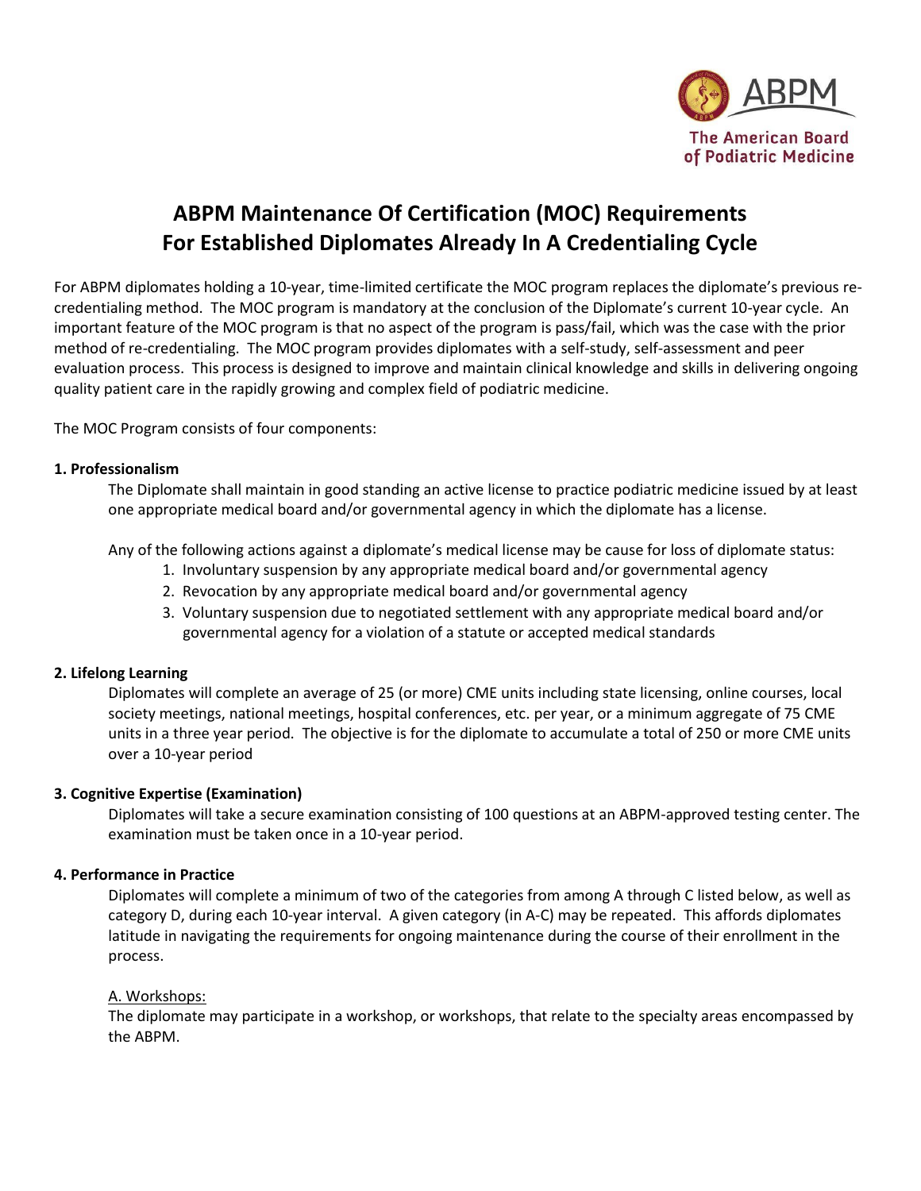ABPM

The American Board of Podiatric Medicine

# ABPM Maintenance Of Certification (MOC) Requirements For Established Diplomates Already In A Credentialing Cycle

For ABPM diplomates holding a 10-year, time-limited certificate the MOC program replaces the diplomate's previous re-credentialing method. The MOC program is mandatory at the conclusion of the Diplomate's current 10-year cycle. An important feature of the MOC program is that no aspect of the program is pass/fail, which was the case with the prior method of re-credentialing. The MOC program provides diplomates with a self-study, self-assessment and peer evaluation process. This process is designed to improve and maintain clinical knowledge and skills in delivering ongoing quality patient care in the rapidly growing and complex field of podiatric medicine.

The MOC Program consists of four components:

**1. Professionalism**

The Diplomate shall maintain in good standing an active license to practice podiatric medicine issued by at least one appropriate medical board and/or governmental agency in which the diplomate has a license.

Any of the following actions against a diplomate's medical license may be cause for loss of diplomate status:

1. Involuntary suspension by any appropriate medical board and/or governmental agency
2. Revocation by any appropriate medical board and/or governmental agency
3. Voluntary suspension due to negotiated settlement with any appropriate medical board and/or governmental agency for a violation of a statute or accepted medical standards

**2. Lifelong Learning**

Diplomates will complete an average of 25 (or more) CME units including state licensing, online courses, local society meetings, national meetings, hospital conferences, etc. per year, or a minimum aggregate of 75 CME units in a three year period. The objective is for the diplomate to accumulate a total of 250 or more CME units over a 10-year period

**3. Cognitive Expertise (Examination)**

Diplomates will take a secure examination consisting of 100 questions at an ABPM-approved testing center. The examination must be taken once in a 10-year period.

**4. Performance in Practice**

Diplomates will complete a minimum of two of the categories from among A through C listed below, as well as category D, during each 10-year interval. A given category (in A-C) may be repeated. This affords diplomates latitude in navigating the requirements for ongoing maintenance during the course of their enrollment in the process.

A. Workshops:

The diplomate may participate in a workshop, or workshops, that relate to the specialty areas encompassed by the ABPM.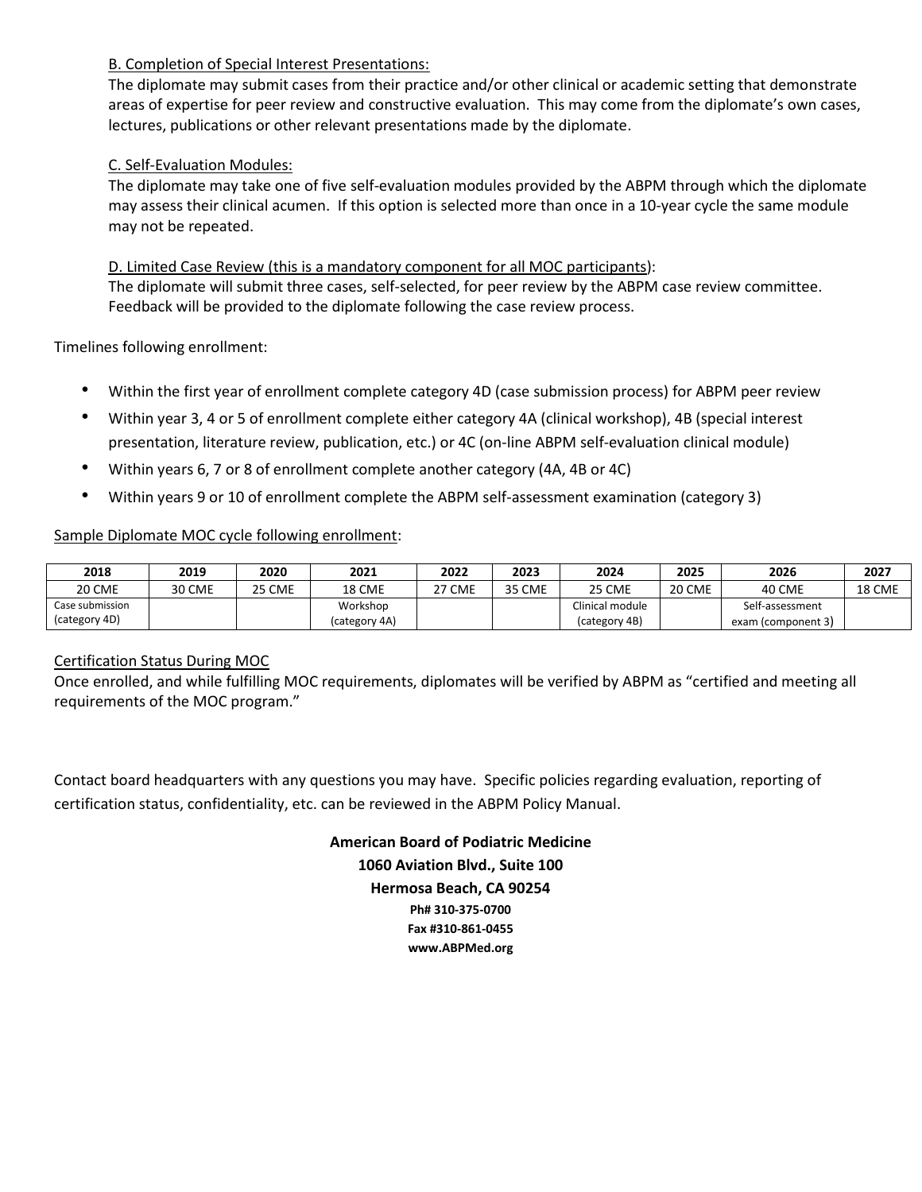B. Completion of Special Interest Presentations:

The diplomate may submit cases from their practice and/or other clinical or academic setting that demonstrate areas of expertise for peer review and constructive evaluation. This may come from the diplomate's own cases, lectures, publications or other relevant presentations made by the diplomate.

C. Self-Evaluation Modules:

The diplomate may take one of five self-evaluation modules provided by the ABPM through which the diplomate may assess their clinical acumen. If this option is selected more than once in a 10-year cycle the same module may not be repeated.

D. Limited Case Review (this is a mandatory component for all MOC participants):

The diplomate will submit three cases, self-selected, for peer review by the ABPM case review committee. Feedback will be provided to the diplomate following the case review process.

Timelines following enrollment:

- Within the first year of enrollment complete category 4D (case submission process) for ABPM peer review
- Within year 3, 4 or 5 of enrollment complete either category 4A (clinical workshop), 4B (special interest presentation, literature review, publication, etc.) or 4C (on-line ABPM self-evaluation clinical module)
- Within years 6, 7 or 8 of enrollment complete another category (4A, 4B or 4C)
- Within years 9 or 10 of enrollment complete the ABPM self-assessment examination (category 3)

Sample Diplomate MOC cycle following enrollment:

| 2018 | 2019 | 2020 | 2021 | 2022 | 2023 | 2024 | 2025 | 2026 | 2027 |
|---|---|---|---|---|---|---|---|---|---|
| 20 CME | 30 CME | 25 CME | 18 CME | 27 CME | 35 CME | 25 CME | 20 CME | 40 CME | 18 CME |
| Case submission (category 4D) | | | Workshop (category 4A) | | | Clinical module (category 4B) | | Self-assessment exam (component 3) | |

Certification Status During MOC

Once enrolled, and while fulfilling MOC requirements, diplomates will be verified by ABPM as "certified and meeting all requirements of the MOC program."

Contact board headquarters with any questions you may have. Specific policies regarding evaluation, reporting of certification status, confidentiality, etc. can be reviewed in the ABPM Policy Manual.

**American Board of Podiatric Medicine**
**1060 Aviation Blvd., Suite 100**
**Hermosa Beach, CA 90254**
**Ph# 310-375-0700**
**Fax #310-861-0455**
**www.ABPMed.org**